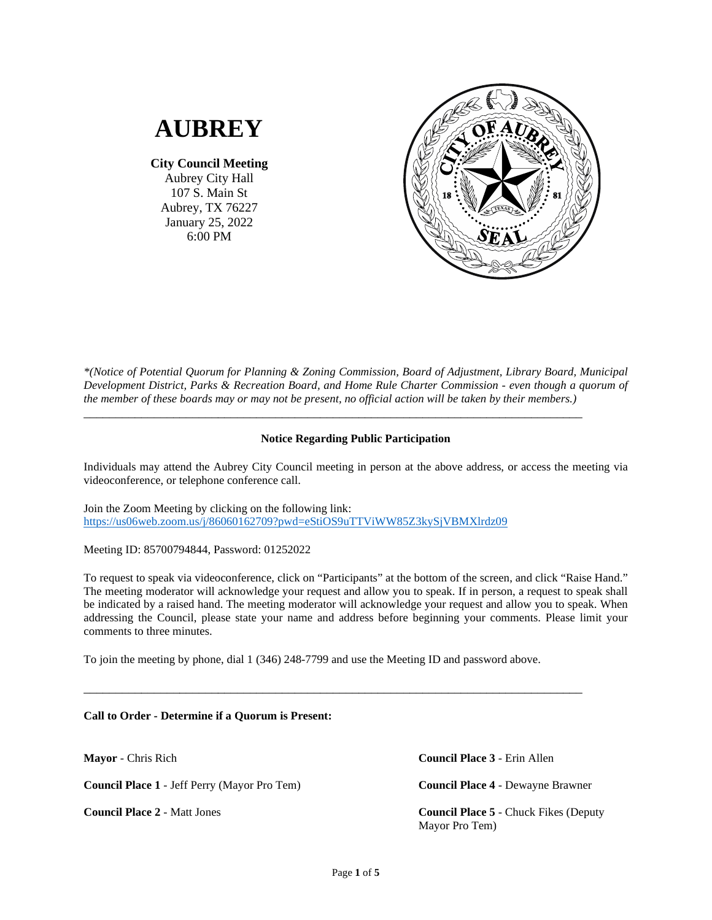# AUBREY

**City Council Meeting**
Aubrey City Hall
107 S. Main St
Aubrey, TX 76227
January 25, 2022
6:00 PM

*\*(Notice of Potential Quorum for Planning & Zoning Commission, Board of Adjustment, Library Board, Municipal Development District, Parks & Recreation Board, and Home Rule Charter Commission - even though a quorum of the member of these boards may or may not be present, no official action will be taken by their members.)*

---

**Notice Regarding Public Participation**

Individuals may attend the Aubrey City Council meeting in person at the above address, or access the meeting via videoconference, or telephone conference call.

Join the Zoom Meeting by clicking on the following link:
https://us06web.zoom.us/j/86060162709?pwd=eStiOS9uTTViWW85Z3kySjVBMXlrdz09

Meeting ID: 85700794844, Password: 01252022

To request to speak via videoconference, click on "Participants" at the bottom of the screen, and click "Raise Hand." The meeting moderator will acknowledge your request and allow you to speak. If in person, a request to speak shall be indicated by a raised hand. The meeting moderator will acknowledge your request and allow you to speak. When addressing the Council, please state your name and address before beginning your comments. Please limit your comments to three minutes.

To join the meeting by phone, dial 1 (346) 248-7799 and use the Meeting ID and password above.

---

**Call to Order - Determine if a Quorum is Present:**

**Mayor** - Chris Rich

**Council Place 1** - Jeff Perry (Mayor Pro Tem)

**Council Place 2** - Matt Jones

**Council Place 3** - Erin Allen

**Council Place 4** - Dewayne Brawner

**Council Place 5** - Chuck Fikes (Deputy Mayor Pro Tem)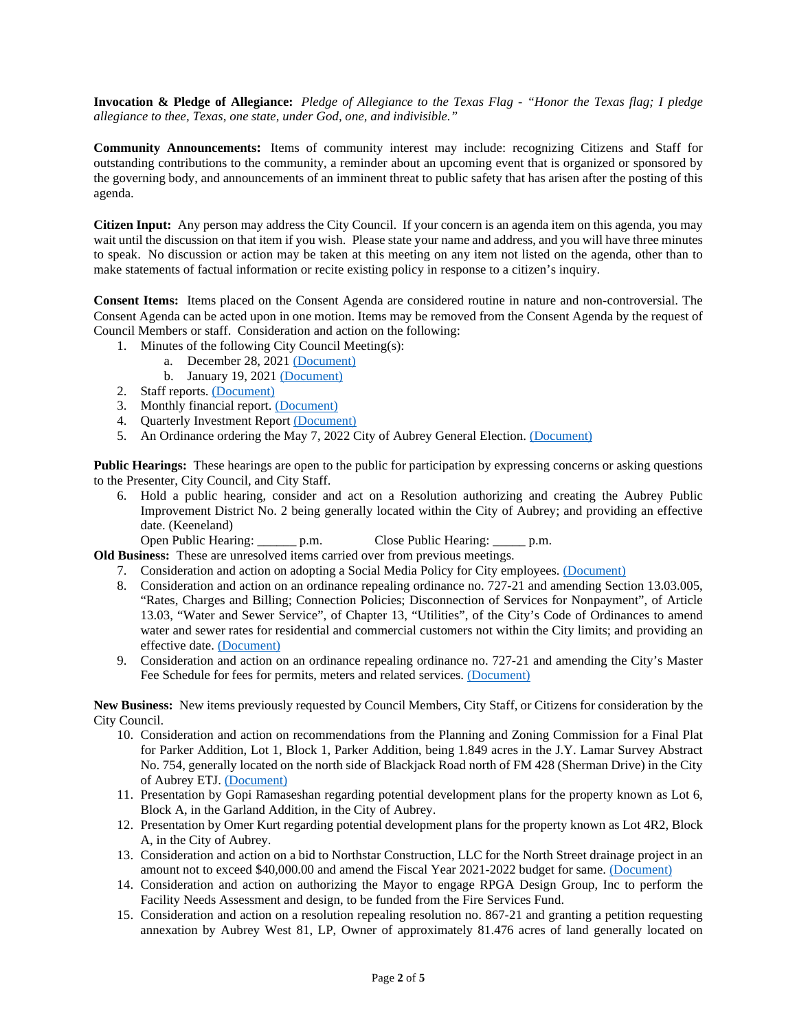**Invocation & Pledge of Allegiance:** *Pledge of Allegiance to the Texas Flag - "Honor the Texas flag; I pledge allegiance to thee, Texas, one state, under God, one, and indivisible."*

**Community Announcements:** Items of community interest may include: recognizing Citizens and Staff for outstanding contributions to the community, a reminder about an upcoming event that is organized or sponsored by the governing body, and announcements of an imminent threat to public safety that has arisen after the posting of this agenda.

**Citizen Input:** Any person may address the City Council. If your concern is an agenda item on this agenda, you may wait until the discussion on that item if you wish. Please state your name and address, and you will have three minutes to speak. No discussion or action may be taken at this meeting on any item not listed on the agenda, other than to make statements of factual information or recite existing policy in response to a citizen's inquiry.

**Consent Items:** Items placed on the Consent Agenda are considered routine in nature and non-controversial. The Consent Agenda can be acted upon in one motion. Items may be removed from the Consent Agenda by the request of Council Members or staff. Consideration and action on the following:

1. Minutes of the following City Council Meeting(s):
   a. December 28, 2021 (Document)
   b. January 19, 2021 (Document)
2. Staff reports. (Document)
3. Monthly financial report. (Document)
4. Quarterly Investment Report (Document)
5. An Ordinance ordering the May 7, 2022 City of Aubrey General Election. (Document)

**Public Hearings:** These hearings are open to the public for participation by expressing concerns or asking questions to the Presenter, City Council, and City Staff.

6. Hold a public hearing, consider and act on a Resolution authorizing and creating the Aubrey Public Improvement District No. 2 being generally located within the City of Aubrey; and providing an effective date. (Keeneland)
   Open Public Hearing: ______ p.m. Close Public Hearing: _____ p.m.

**Old Business:** These are unresolved items carried over from previous meetings.

7. Consideration and action on adopting a Social Media Policy for City employees. (Document)
8. Consideration and action on an ordinance repealing ordinance no. 727-21 and amending Section 13.03.005, "Rates, Charges and Billing; Connection Policies; Disconnection of Services for Nonpayment", of Article 13.03, "Water and Sewer Service", of Chapter 13, "Utilities", of the City's Code of Ordinances to amend water and sewer rates for residential and commercial customers not within the City limits; and providing an effective date. (Document)
9. Consideration and action on an ordinance repealing ordinance no. 727-21 and amending the City's Master Fee Schedule for fees for permits, meters and related services. (Document)

**New Business:** New items previously requested by Council Members, City Staff, or Citizens for consideration by the City Council.

10. Consideration and action on recommendations from the Planning and Zoning Commission for a Final Plat for Parker Addition, Lot 1, Block 1, Parker Addition, being 1.849 acres in the J.Y. Lamar Survey Abstract No. 754, generally located on the north side of Blackjack Road north of FM 428 (Sherman Drive) in the City of Aubrey ETJ. (Document)
11. Presentation by Gopi Ramaseshan regarding potential development plans for the property known as Lot 6, Block A, in the Garland Addition, in the City of Aubrey.
12. Presentation by Omer Kurt regarding potential development plans for the property known as Lot 4R2, Block A, in the City of Aubrey.
13. Consideration and action on a bid to Northstar Construction, LLC for the North Street drainage project in an amount not to exceed $40,000.00 and amend the Fiscal Year 2021-2022 budget for same. (Document)
14. Consideration and action on authorizing the Mayor to engage RPGA Design Group, Inc to perform the Facility Needs Assessment and design, to be funded from the Fire Services Fund.
15. Consideration and action on a resolution repealing resolution no. 867-21 and granting a petition requesting annexation by Aubrey West 81, LP, Owner of approximately 81.476 acres of land generally located on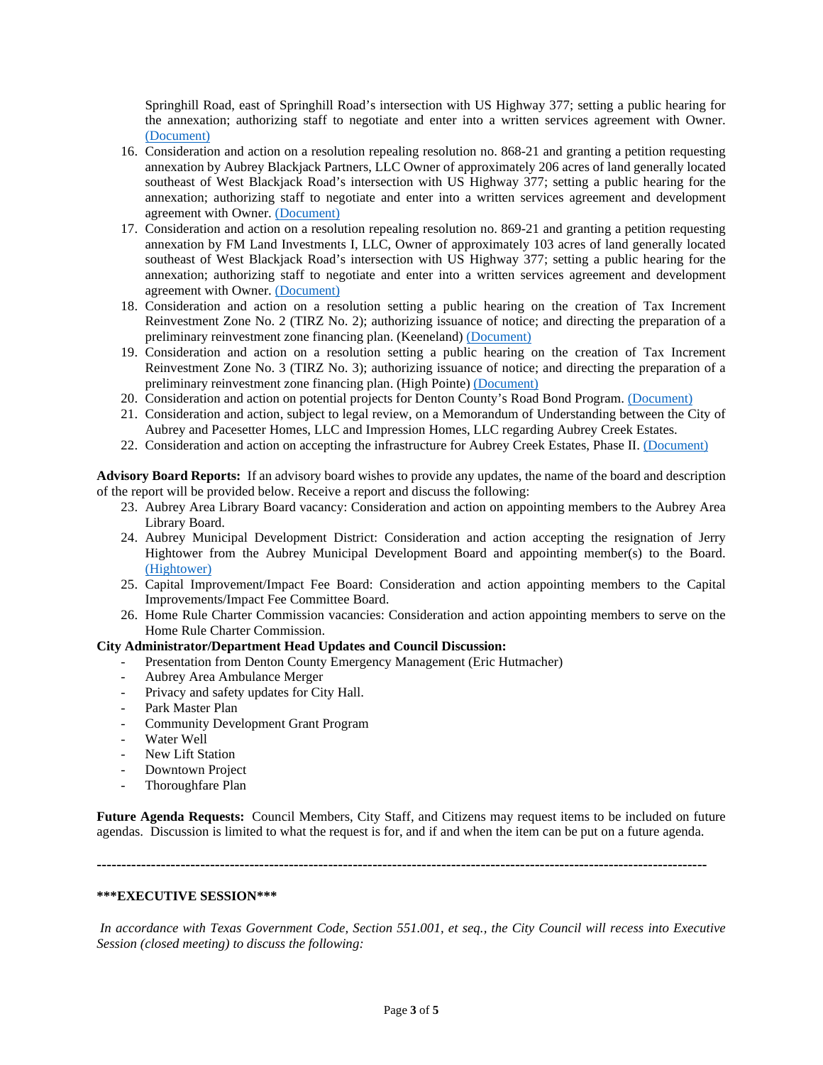Springhill Road, east of Springhill Road's intersection with US Highway 377; setting a public hearing for the annexation; authorizing staff to negotiate and enter into a written services agreement with Owner. (Document)

16. Consideration and action on a resolution repealing resolution no. 868-21 and granting a petition requesting annexation by Aubrey Blackjack Partners, LLC Owner of approximately 206 acres of land generally located southeast of West Blackjack Road's intersection with US Highway 377; setting a public hearing for the annexation; authorizing staff to negotiate and enter into a written services agreement and development agreement with Owner. (Document)
17. Consideration and action on a resolution repealing resolution no. 869-21 and granting a petition requesting annexation by FM Land Investments I, LLC, Owner of approximately 103 acres of land generally located southeast of West Blackjack Road's intersection with US Highway 377; setting a public hearing for the annexation; authorizing staff to negotiate and enter into a written services agreement and development agreement with Owner. (Document)
18. Consideration and action on a resolution setting a public hearing on the creation of Tax Increment Reinvestment Zone No. 2 (TIRZ No. 2); authorizing issuance of notice; and directing the preparation of a preliminary reinvestment zone financing plan. (Keeneland) (Document)
19. Consideration and action on a resolution setting a public hearing on the creation of Tax Increment Reinvestment Zone No. 3 (TIRZ No. 3); authorizing issuance of notice; and directing the preparation of a preliminary reinvestment zone financing plan. (High Pointe) (Document)
20. Consideration and action on potential projects for Denton County's Road Bond Program. (Document)
21. Consideration and action, subject to legal review, on a Memorandum of Understanding between the City of Aubrey and Pacesetter Homes, LLC and Impression Homes, LLC regarding Aubrey Creek Estates.
22. Consideration and action on accepting the infrastructure for Aubrey Creek Estates, Phase II. (Document)

**Advisory Board Reports:** If an advisory board wishes to provide any updates, the name of the board and description of the report will be provided below. Receive a report and discuss the following:

23. Aubrey Area Library Board vacancy: Consideration and action on appointing members to the Aubrey Area Library Board.
24. Aubrey Municipal Development District: Consideration and action accepting the resignation of Jerry Hightower from the Aubrey Municipal Development Board and appointing member(s) to the Board. (Hightower)
25. Capital Improvement/Impact Fee Board: Consideration and action appointing members to the Capital Improvements/Impact Fee Committee Board.
26. Home Rule Charter Commission vacancies: Consideration and action appointing members to serve on the Home Rule Charter Commission.

**City Administrator/Department Head Updates and Council Discussion:**

- Presentation from Denton County Emergency Management (Eric Hutmacher)
- Aubrey Area Ambulance Merger
- Privacy and safety updates for City Hall.
- Park Master Plan
- Community Development Grant Program
- Water Well
- New Lift Station
- Downtown Project
- Thoroughfare Plan

**Future Agenda Requests:** Council Members, City Staff, and Citizens may request items to be included on future agendas. Discussion is limited to what the request is for, and if and when the item can be put on a future agenda.

---

**\*\*\*EXECUTIVE SESSION\*\*\***

*In accordance with Texas Government Code, Section 551.001, et seq., the City Council will recess into Executive Session (closed meeting) to discuss the following:*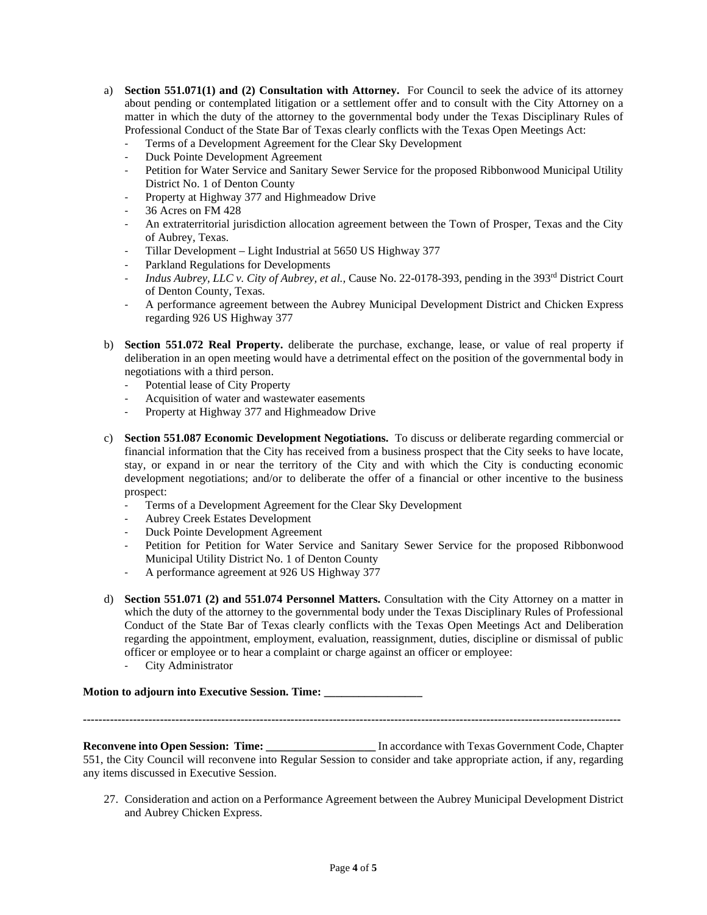a) **Section 551.071(1) and (2) Consultation with Attorney.** For Council to seek the advice of its attorney about pending or contemplated litigation or a settlement offer and to consult with the City Attorney on a matter in which the duty of the attorney to the governmental body under the Texas Disciplinary Rules of Professional Conduct of the State Bar of Texas clearly conflicts with the Texas Open Meetings Act:
   - Terms of a Development Agreement for the Clear Sky Development
   - Duck Pointe Development Agreement
   - Petition for Water Service and Sanitary Sewer Service for the proposed Ribbonwood Municipal Utility District No. 1 of Denton County
   - Property at Highway 377 and Highmeadow Drive
   - 36 Acres on FM 428
   - An extraterritorial jurisdiction allocation agreement between the Town of Prosper, Texas and the City of Aubrey, Texas.
   - Tillar Development – Light Industrial at 5650 US Highway 377
   - Parkland Regulations for Developments
   - *Indus Aubrey, LLC v. City of Aubrey, et al.,* Cause No. 22-0178-393, pending in the 393rd District Court of Denton County, Texas.
   - A performance agreement between the Aubrey Municipal Development District and Chicken Express regarding 926 US Highway 377

b) **Section 551.072 Real Property.** deliberate the purchase, exchange, lease, or value of real property if deliberation in an open meeting would have a detrimental effect on the position of the governmental body in negotiations with a third person.
   - Potential lease of City Property
   - Acquisition of water and wastewater easements
   - Property at Highway 377 and Highmeadow Drive

c) **Section 551.087 Economic Development Negotiations.** To discuss or deliberate regarding commercial or financial information that the City has received from a business prospect that the City seeks to have locate, stay, or expand in or near the territory of the City and with which the City is conducting economic development negotiations; and/or to deliberate the offer of a financial or other incentive to the business prospect:
   - Terms of a Development Agreement for the Clear Sky Development
   - Aubrey Creek Estates Development
   - Duck Pointe Development Agreement
   - Petition for Petition for Water Service and Sanitary Sewer Service for the proposed Ribbonwood Municipal Utility District No. 1 of Denton County
   - A performance agreement at 926 US Highway 377

d) **Section 551.071 (2) and 551.074 Personnel Matters.** Consultation with the City Attorney on a matter in which the duty of the attorney to the governmental body under the Texas Disciplinary Rules of Professional Conduct of the State Bar of Texas clearly conflicts with the Texas Open Meetings Act and Deliberation regarding the appointment, employment, evaluation, reassignment, duties, discipline or dismissal of public officer or employee or to hear a complaint or charge against an officer or employee:
   - City Administrator

**Motion to adjourn into Executive Session. Time: _________________**

---

**Reconvene into Open Session: Time: ___________________** In accordance with Texas Government Code, Chapter 551, the City Council will reconvene into Regular Session to consider and take appropriate action, if any, regarding any items discussed in Executive Session.

27. Consideration and action on a Performance Agreement between the Aubrey Municipal Development District and Aubrey Chicken Express.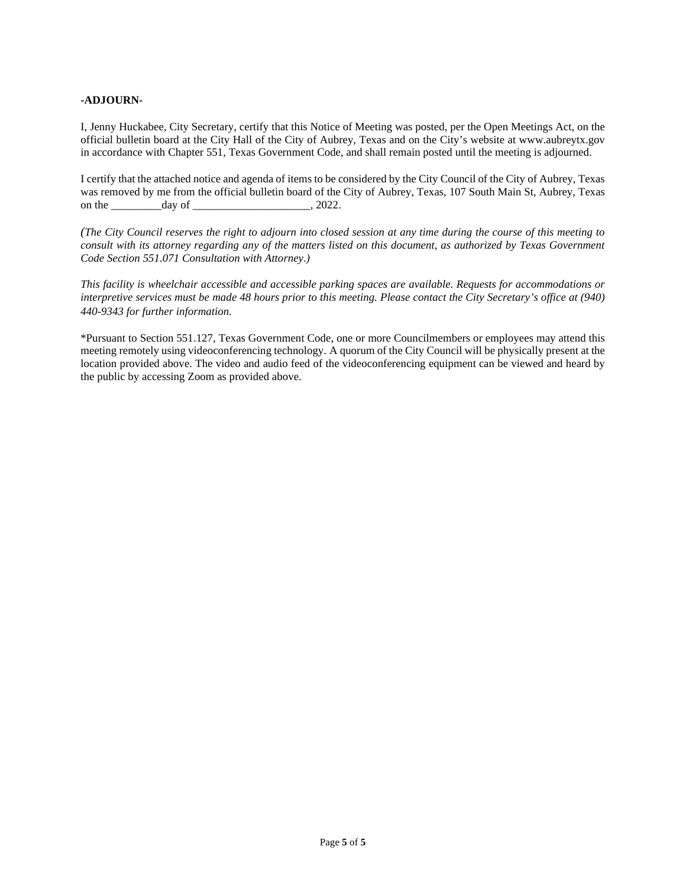**-ADJOURN-**

I, Jenny Huckabee, City Secretary, certify that this Notice of Meeting was posted, per the Open Meetings Act, on the official bulletin board at the City Hall of the City of Aubrey, Texas and on the City's website at www.aubreytx.gov in accordance with Chapter 551, Texas Government Code, and shall remain posted until the meeting is adjourned.

I certify that the attached notice and agenda of items to be considered by the City Council of the City of Aubrey, Texas was removed by me from the official bulletin board of the City of Aubrey, Texas, 107 South Main St, Aubrey, Texas on the _________day of _____________________, 2022.

*(The City Council reserves the right to adjourn into closed session at any time during the course of this meeting to consult with its attorney regarding any of the matters listed on this document, as authorized by Texas Government Code Section 551.071 Consultation with Attorney.)*

*This facility is wheelchair accessible and accessible parking spaces are available. Requests for accommodations or interpretive services must be made 48 hours prior to this meeting. Please contact the City Secretary's office at (940) 440-9343 for further information.*

*Pursuant to Section 551.127, Texas Government Code, one or more Councilmembers or employees may attend this meeting remotely using videoconferencing technology. A quorum of the City Council will be physically present at the location provided above. The video and audio feed of the videoconferencing equipment can be viewed and heard by the public by accessing Zoom as provided above.